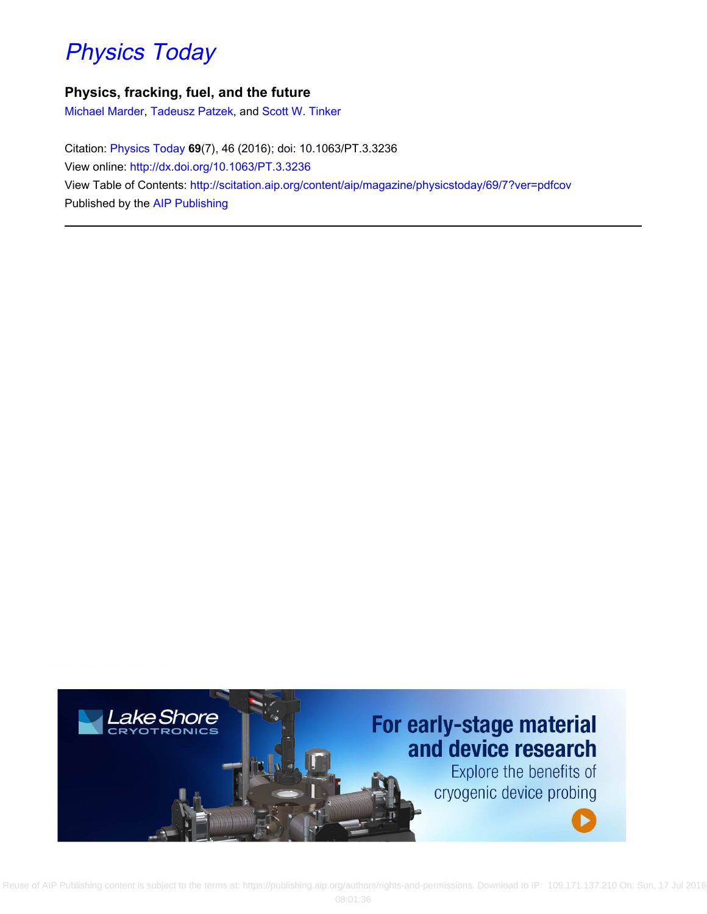# Physics Today

## Physics, fracking, fuel, and the future

Michael Marder, Tadeusz Patzek, and Scott W. Tinker

Citation: Physics Today **69**(7), 46 (2016); doi: 10.1063/PT.3.3236
View online: http://dx.doi.org/10.1063/PT.3.3236
View Table of Contents: http://scitation.aip.org/content/aip/magazine/physicstoday/69/7?ver=pdfcov
Published by the AIP Publishing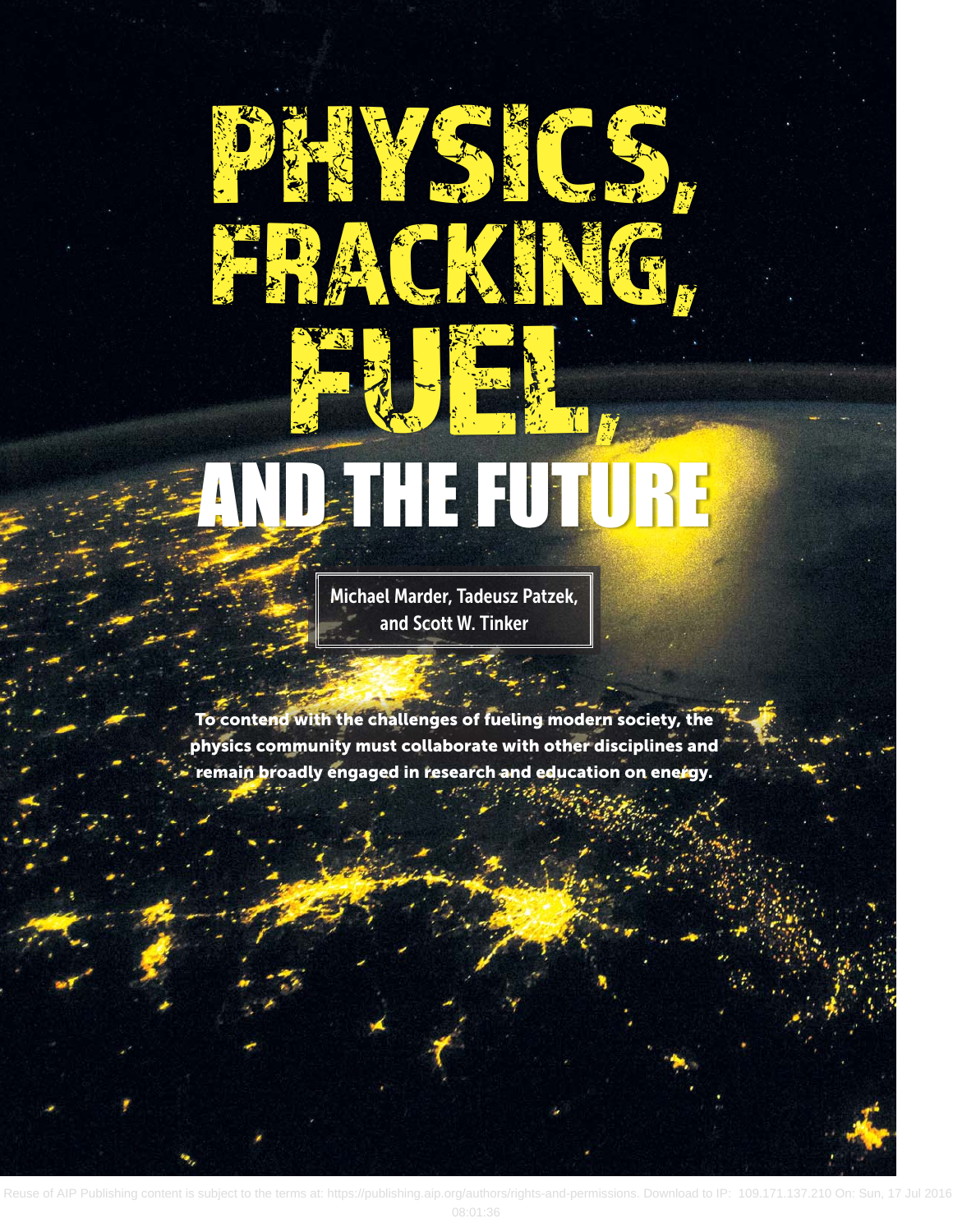# PHYSICS, FRACKING, FUEL, AND THE FUTURE

**Michael Marder, Tadeusz Patzek, and Scott W. Tinker**

**To contend with the challenges of fueling modern society, the physics community must collaborate with other disciplines and remain broadly engaged in research and education on energy.**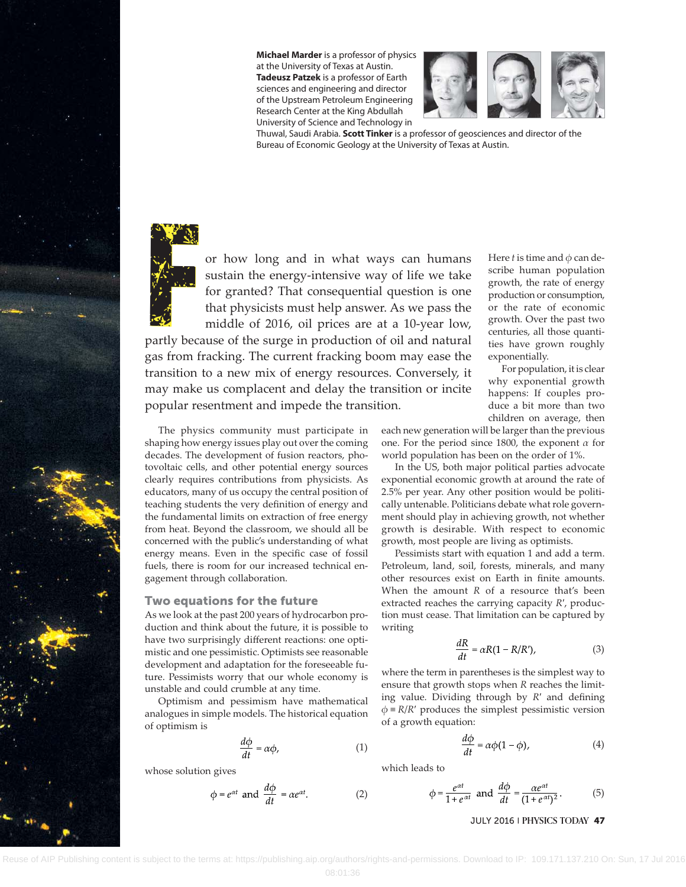**Michael Marder** is a professor of physics at the University of Texas at Austin. **Tadeusz Patzek** is a professor of Earth sciences and engineering and director of the Upstream Petroleum Engineering Research Center at the King Abdullah University of Science and Technology in Thuwal, Saudi Arabia. **Scott Tinker** is a professor of geosciences and director of the Bureau of Economic Geology at the University of Texas at Austin.

For how long and in what ways can humans sustain the energy-intensive way of life we take for granted? That consequential question is one that physicists must help answer. As we pass the middle of 2016, oil prices are at a 10-year low, partly because of the surge in production of oil and natural gas from fracking. The current fracking boom may ease the transition to a new mix of energy resources. Conversely, it may make us complacent and delay the transition or incite popular resentment and impede the transition.

The physics community must participate in shaping how energy issues play out over the coming decades. The development of fusion reactors, photovoltaic cells, and other potential energy sources clearly requires contributions from physicists. As educators, many of us occupy the central position of teaching students the very definition of energy and the fundamental limits on extraction of free energy from heat. Beyond the classroom, we should all be concerned with the public's understanding of what energy means. Even in the specific case of fossil fuels, there is room for our increased technical engagement through collaboration.

## Two equations for the future

As we look at the past 200 years of hydrocarbon production and think about the future, it is possible to have two surprisingly different reactions: one optimistic and one pessimistic. Optimists see reasonable development and adaptation for the foreseeable future. Pessimists worry that our whole economy is unstable and could crumble at any time.

Optimism and pessimism have mathematical analogues in simple models. The historical equation of optimism is

$$\frac{d\phi}{dt} = \alpha\phi, \tag{1}$$

whose solution gives

$$\phi = e^{\alpha t} \text{ and } \frac{d\phi}{dt} = \alpha e^{\alpha t}. \tag{2}$$

Here $t$ is time and $\phi$ can describe human population growth, the rate of energy production or consumption, or the rate of economic growth. Over the past two centuries, all those quantities have grown roughly exponentially.

For population, it is clear why exponential growth happens: If couples produce a bit more than two children on average, then each new generation will be larger than the previous one. For the period since 1800, the exponent $\alpha$ for world population has been on the order of 1%.

In the US, both major political parties advocate exponential economic growth at around the rate of 2.5% per year. Any other position would be politically untenable. Politicians debate what role government should play in achieving growth, not whether growth is desirable. With respect to economic growth, most people are living as optimists.

Pessimists start with equation 1 and add a term. Petroleum, land, soil, forests, minerals, and many other resources exist on Earth in finite amounts. When the amount $R$ of a resource that's been extracted reaches the carrying capacity $R'$, production must cease. That limitation can be captured by writing

$$\frac{dR}{dt} = \alpha R(1 - R/R'), \tag{3}$$

where the term in parentheses is the simplest way to ensure that growth stops when $R$ reaches the limiting value. Dividing through by $R'$ and defining $\phi \equiv R/R'$ produces the simplest pessimistic version of a growth equation:

$$\frac{d\phi}{dt} = \alpha\phi(1 - \phi), \tag{4}$$

which leads to

$$\phi = \frac{e^{\alpha t}}{1 + e^{\alpha t}} \text{ and } \frac{d\phi}{dt} = \frac{\alpha e^{\alpha t}}{(1 + e^{\alpha t})^2}. \tag{5}$$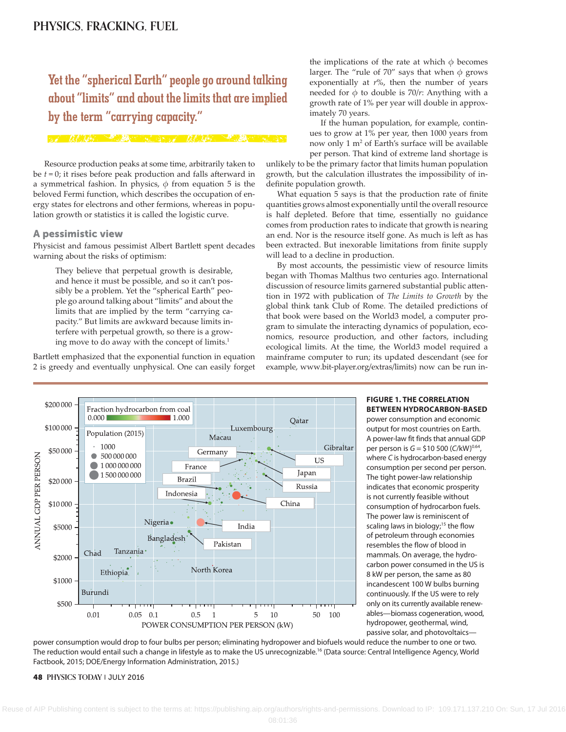> Yet the "spherical Earth" people go around talking about "limits" and about the limits that are implied by the term "carrying capacity."

Resource production peaks at some time, arbitrarily taken to be $t = 0$; it rises before peak production and falls afterward in a symmetrical fashion. In physics, $\phi$ from equation 5 is the beloved Fermi function, which describes the occupation of energy states for electrons and other fermions, whereas in population growth or statistics it is called the logistic curve.

## A pessimistic view

Physicist and famous pessimist Albert Bartlett spent decades warning about the risks of optimism:

> They believe that perpetual growth is desirable, and hence it must be possible, and so it can't possibly be a problem. Yet the "spherical Earth" people go around talking about "limits" and about the limits that are implied by the term "carrying capacity." But limits are awkward because limits interfere with perpetual growth, so there is a growing move to do away with the concept of limits.[1]

Bartlett emphasized that the exponential function in equation 2 is greedy and eventually unphysical. One can easily forget the implications of the rate at which $\phi$ becomes larger. The "rule of 70" says that when $\phi$ grows exponentially at $r$%, then the number of years needed for $\phi$ to double is $70/r$: Anything with a growth rate of 1% per year will double in approximately 70 years.

If the human population, for example, continues to grow at 1% per year, then 1000 years from now only 1 $m^2$ of Earth's surface will be available per person. That kind of extreme land shortage is unlikely to be the primary factor that limits human population growth, but the calculation illustrates the impossibility of indefinite population growth.

What equation 5 says is that the production rate of finite quantities grows almost exponentially until the overall resource is half depleted. Before that time, essentially no guidance comes from production rates to indicate that growth is nearing an end. Nor is the resource itself gone. As much is left as has been extracted. But inexorable limitations from finite supply will lead to a decline in production.

By most accounts, the pessimistic view of resource limits began with Thomas Malthus two centuries ago. International discussion of resource limits garnered substantial public attention in 1972 with publication of *The Limits to Growth* by the global think tank Club of Rome. The detailed predictions of that book were based on the World3 model, a computer program to simulate the interacting dynamics of population, economics, resource production, and other factors, including ecological limits. At the time, the World3 model required a mainframe computer to run; its updated descendant (see for example, www.bit-player.org/extras/limits) now can be run in-

**FIGURE 1. THE CORRELATION BETWEEN HYDROCARBON-BASED** power consumption and economic output for most countries on Earth. A power-law fit finds that annual GDP per person is $G = \$10\,500\,(C/\text{kW})^{0.64}$, where $C$ is hydrocarbon-based energy consumption per second per person. The tight power-law relationship indicates that economic prosperity is not currently feasible without consumption of hydrocarbon fuels. The power law is reminiscent of scaling laws in biology;[15] the flow of petroleum through economies resembles the flow of blood in mammals. On average, the hydrocarbon power consumed in the US is 8 kW per person, the same as 80 incandescent 100 W bulbs burning continuously. If the US were to rely only on its currently available renewables—biomass cogeneration, wood, hydropower, geothermal, wind, passive solar, and photovoltaics—power consumption would drop to four bulbs per person; eliminating hydropower and biofuels would reduce the number to one or two. The reduction would entail such a change in lifestyle as to make the US unrecognizable.[16] (Data source: Central Intelligence Agency, World Factbook, 2015; DOE/Energy Information Administration, 2015.)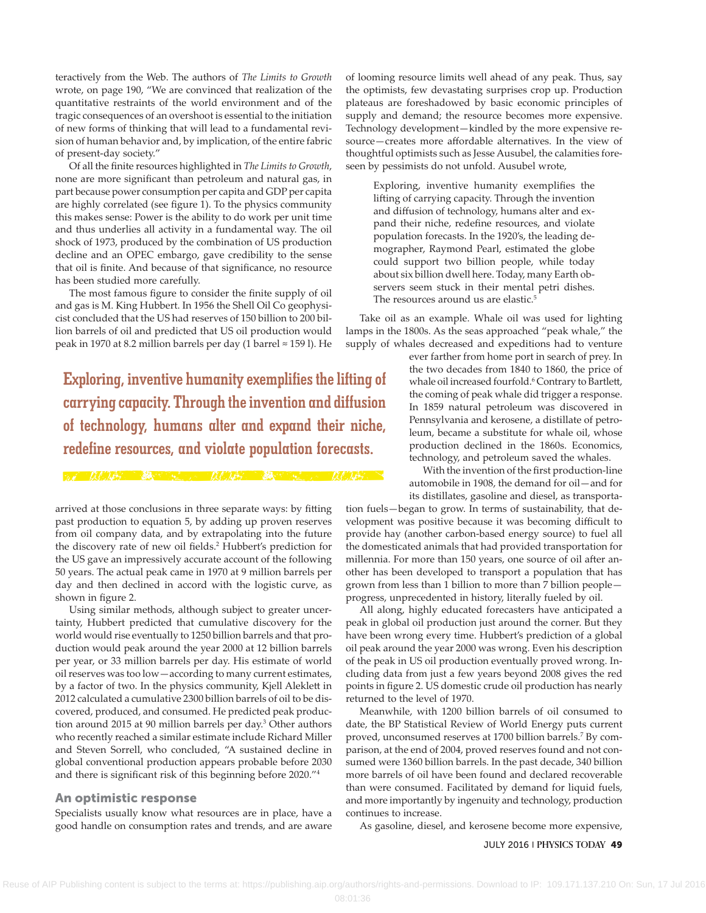teractively from the Web. The authors of *The Limits to Growth* wrote, on page 190, "We are convinced that realization of the quantitative restraints of the world environment and of the tragic consequences of an overshoot is essential to the initiation of new forms of thinking that will lead to a fundamental revision of human behavior and, by implication, of the entire fabric of present-day society."

Of all the finite resources highlighted in *The Limits to Growth*, none are more significant than petroleum and natural gas, in part because power consumption per capita and GDP per capita are highly correlated (see figure 1). To the physics community this makes sense: Power is the ability to do work per unit time and thus underlies all activity in a fundamental way. The oil shock of 1973, produced by the combination of US production decline and an OPEC embargo, gave credibility to the sense that oil is finite. And because of that significance, no resource has been studied more carefully.

The most famous figure to consider the finite supply of oil and gas is M. King Hubbert. In 1956 the Shell Oil Co geophysicist concluded that the US had reserves of 150 billion to 200 billion barrels of oil and predicted that US oil production would peak in 1970 at 8.2 million barrels per day (1 barrel ≈ 159 l). He arrived at those conclusions in three separate ways: by fitting past production to equation 5, by adding up proven reserves from oil company data, and by extrapolating into the future the discovery rate of new oil fields.[2] Hubbert's prediction for the US gave an impressively accurate account of the following 50 years. The actual peak came in 1970 at 9 million barrels per day and then declined in accord with the logistic curve, as shown in figure 2.

Using similar methods, although subject to greater uncertainty, Hubbert predicted that cumulative discovery for the world would rise eventually to 1250 billion barrels and that production would peak around the year 2000 at 12 billion barrels per year, or 33 million barrels per day. His estimate of world oil reserves was too low—according to many current estimates, by a factor of two. In the physics community, Kjell Aleklett in 2012 calculated a cumulative 2300 billion barrels of oil to be discovered, produced, and consumed. He predicted peak production around 2015 at 90 million barrels per day.[3] Other authors who recently reached a similar estimate include Richard Miller and Steven Sorrell, who concluded, "A sustained decline in global conventional production appears probable before 2030 and there is significant risk of this beginning before 2020."[4]

**Exploring, inventive humanity exemplifies the lifting of carrying capacity. Through the invention and diffusion of technology, humans alter and expand their niche, redefine resources, and violate population forecasts.**

## An optimistic response

Specialists usually know what resources are in place, have a good handle on consumption rates and trends, and are aware of looming resource limits well ahead of any peak. Thus, say the optimists, few devastating surprises crop up. Production plateaus are foreshadowed by basic economic principles of supply and demand; the resource becomes more expensive. Technology development—kindled by the more expensive resource—creates more affordable alternatives. In the view of thoughtful optimists such as Jesse Ausubel, the calamities foreseen by pessimists do not unfold. Ausubel wrote,

> Exploring, inventive humanity exemplifies the lifting of carrying capacity. Through the invention and diffusion of technology, humans alter and expand their niche, redefine resources, and violate population forecasts. In the 1920's, the leading demographer, Raymond Pearl, estimated the globe could support two billion people, while today about six billion dwell here. Today, many Earth observers seem stuck in their mental petri dishes. The resources around us are elastic.[5]

Take oil as an example. Whale oil was used for lighting lamps in the 1800s. As the seas approached "peak whale," the supply of whales decreased and expeditions had to venture ever farther from home port in search of prey. In the two decades from 1840 to 1860, the price of whale oil increased fourfold.[6] Contrary to Bartlett, the coming of peak whale did trigger a response. In 1859 natural petroleum was discovered in Pennsylvania and kerosene, a distillate of petroleum, became a substitute for whale oil, whose production declined in the 1860s. Economics, technology, and petroleum saved the whales.

With the invention of the first production-line automobile in 1908, the demand for oil—and for its distillates, gasoline and diesel, as transportation fuels—began to grow. In terms of sustainability, that development was positive because it was becoming difficult to provide hay (another carbon-based energy source) to fuel all the domesticated animals that had provided transportation for millennia. For more than 150 years, one source of oil after another has been developed to transport a population that has grown from less than 1 billion to more than 7 billion people—progress, unprecedented in history, literally fueled by oil.

All along, highly educated forecasters have anticipated a peak in global oil production just around the corner. But they have been wrong every time. Hubbert's prediction of a global oil peak around the year 2000 was wrong. Even his description of the peak in US oil production eventually proved wrong. Including data from just a few years beyond 2008 gives the red points in figure 2. US domestic crude oil production has nearly returned to the level of 1970.

Meanwhile, with 1200 billion barrels of oil consumed to date, the BP Statistical Review of World Energy puts current proved, unconsumed reserves at 1700 billion barrels.[7] By comparison, at the end of 2004, proved reserves found and not consumed were 1360 billion barrels. In the past decade, 340 billion more barrels of oil have been found and declared recoverable than were consumed. Facilitated by demand for liquid fuels, and more importantly by ingenuity and technology, production continues to increase.

As gasoline, diesel, and kerosene become more expensive,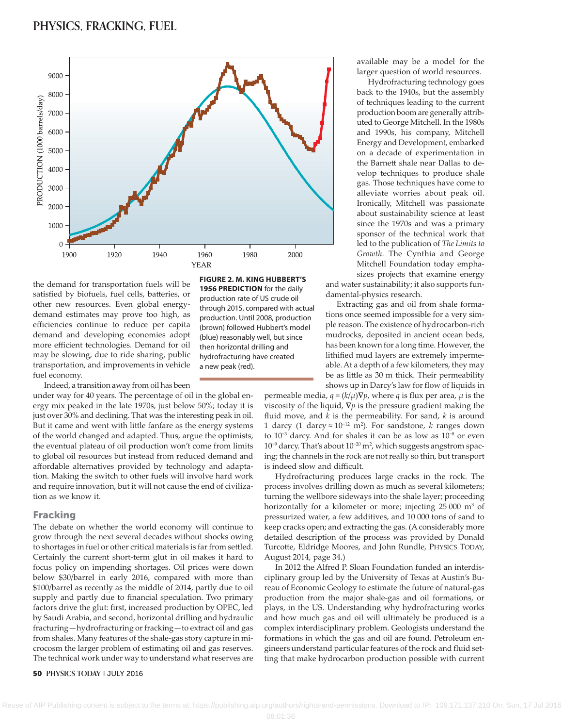**FIGURE 2. M. KING HUBBERT'S 1956 PREDICTION** for the daily production rate of US crude oil through 2015, compared with actual production. Until 2008, production (brown) followed Hubbert's model (blue) reasonably well, but since then horizontal drilling and hydrofracturing have created a new peak (red).

the demand for transportation fuels will be satisfied by biofuels, fuel cells, batteries, or other new resources. Even global energy-demand estimates may prove too high, as efficiencies continue to reduce per capita demand and developing economies adopt more efficient technologies. Demand for oil may be slowing, due to ride sharing, public transportation, and improvements in vehicle fuel economy.

Indeed, a transition away from oil has been under way for 40 years. The percentage of oil in the global energy mix peaked in the late 1970s, just below 50%; today it is just over 30% and declining. That was the interesting peak in oil. But it came and went with little fanfare as the energy systems of the world changed and adapted. Thus, argue the optimists, the eventual plateau of oil production won't come from limits to global oil resources but instead from reduced demand and affordable alternatives provided by technology and adaptation. Making the switch to other fuels will involve hard work and require innovation, but it will not cause the end of civilization as we know it.

## Fracking

The debate on whether the world economy will continue to grow through the next several decades without shocks owing to shortages in fuel or other critical materials is far from settled. Certainly the current short-term glut in oil makes it hard to focus policy on impending shortages. Oil prices were down below \$30/barrel in early 2016, compared with more than \$100/barrel as recently as the middle of 2014, partly due to oil supply and partly due to financial speculation. Two primary factors drive the glut: first, increased production by OPEC, led by Saudi Arabia, and second, horizontal drilling and hydraulic fracturing—hydrofracturing or fracking—to extract oil and gas from shales. Many features of the shale-gas story capture in microcosm the larger problem of estimating oil and gas reserves. The technical work under way to understand what reserves are available may be a model for the larger question of world resources.

Hydrofracturing technology goes back to the 1940s, but the assembly of techniques leading to the current production boom are generally attributed to George Mitchell. In the 1980s and 1990s, his company, Mitchell Energy and Development, embarked on a decade of experimentation in the Barnett shale near Dallas to develop techniques to produce shale gas. Those techniques have come to alleviate worries about peak oil. Ironically, Mitchell was passionate about sustainability science at least since the 1970s and was a primary sponsor of the technical work that led to the publication of *The Limits to Growth*. The Cynthia and George Mitchell Foundation today emphasizes projects that examine energy and water sustainability; it also supports fundamental-physics research.

Extracting gas and oil from shale formations once seemed impossible for a very simple reason. The existence of hydrocarbon-rich mudrocks, deposited in ancient ocean beds, has been known for a long time. However, the lithified mud layers are extremely impermeable. At a depth of a few kilometers, they may be as little as 30 m thick. Their permeability shows up in Darcy's law for flow of liquids in permeable media, $q = (k/\mu)\nabla p$, where $q$ is flux per area, $\mu$ is the viscosity of the liquid, $\nabla p$ is the pressure gradient making the fluid move, and $k$ is the permeability. For sand, $k$ is around 1 darcy (1 darcy $\approx 10^{-12}$ m$^2$). For sandstone, $k$ ranges down to $10^{-3}$ darcy. And for shales it can be as low as $10^{-8}$ or even $10^{-9}$ darcy. That's about $10^{-20}$ m$^2$, which suggests angstrom spacing; the channels in the rock are not really so thin, but transport is indeed slow and difficult.

Hydrofracturing produces large cracks in the rock. The process involves drilling down as much as several kilometers; turning the wellbore sideways into the shale layer; proceeding horizontally for a kilometer or more; injecting 25 000 m$^3$ of pressurized water, a few additives, and 10 000 tons of sand to keep cracks open; and extracting the gas. (A considerably more detailed description of the process was provided by Donald Turcotte, Eldridge Moores, and John Rundle, PHYSICS TODAY, August 2014, page 34.)

In 2012 the Alfred P. Sloan Foundation funded an interdisciplinary group led by the University of Texas at Austin's Bureau of Economic Geology to estimate the future of natural-gas production from the major shale-gas and oil formations, or plays, in the US. Understanding why hydrofracturing works and how much gas and oil will ultimately be produced is a complex interdisciplinary problem. Geologists understand the formations in which the gas and oil are found. Petroleum engineers understand particular features of the rock and fluid setting that make hydrocarbon production possible with current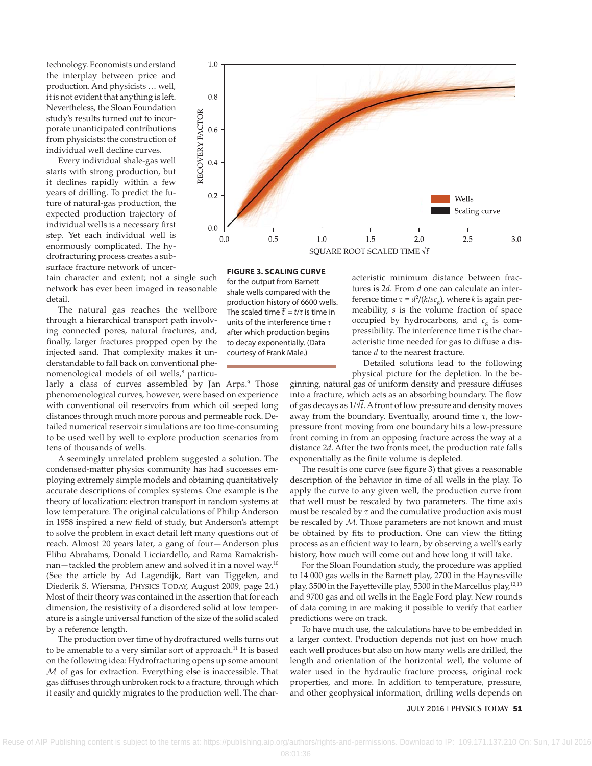technology. Economists understand the interplay between price and production. And physicists … well, it is not evident that anything is left. Nevertheless, the Sloan Foundation study's results turned out to incorporate unanticipated contributions from physicists: the construction of individual well decline curves.

Every individual shale-gas well starts with strong production, but it declines rapidly within a few years of drilling. To predict the future of natural-gas production, the expected production trajectory of individual wells is a necessary first step. Yet each individual well is enormously complicated. The hydrofracturing process creates a subsurface fracture network of uncertain character and extent; not a single such network has ever been imaged in reasonable detail.

The natural gas reaches the wellbore through a hierarchical transport path involving connected pores, natural fractures, and, finally, larger fractures propped open by the injected sand. That complexity makes it understandable to fall back on conventional phenomenological models of oil wells,[8] particularly a class of curves assembled by Jan Arps.[9] Those phenomenological curves, however, were based on experience with conventional oil reservoirs from which oil seeped long distances through much more porous and permeable rock. Detailed numerical reservoir simulations are too time-consuming to be used well by well to explore production scenarios from tens of thousands of wells.

A seemingly unrelated problem suggested a solution. The condensed-matter physics community has had successes employing extremely simple models and obtaining quantitatively accurate descriptions of complex systems. One example is the theory of localization: electron transport in random systems at low temperature. The original calculations of Philip Anderson in 1958 inspired a new field of study, but Anderson's attempt to solve the problem in exact detail left many questions out of reach. Almost 20 years later, a gang of four—Anderson plus Elihu Abrahams, Donald Licciardello, and Rama Ramakrishnan—tackled the problem anew and solved it in a novel way.[10] (See the article by Ad Lagendijk, Bart van Tiggelen, and Diederik S. Wiersma, PHYSICS TODAY, August 2009, page 24.) Most of their theory was contained in the assertion that for each dimension, the resistivity of a disordered solid at low temperature is a single universal function of the size of the solid scaled by a reference length.

The production over time of hydrofractured wells turns out to be amenable to a very similar sort of approach.[11] It is based on the following idea: Hydrofracturing opens up some amount $\mathcal{M}$ of gas for extraction. Everything else is inaccessible. That gas diffuses through unbroken rock to a fracture, through which it easily and quickly migrates to the production well. The characteristic minimum distance between fractures is $2d$. From $d$ one can calculate an interference time $\tau = d^2/(k/sc_g)$, where $k$ is again permeability, $s$ is the volume fraction of space occupied by hydrocarbons, and $c_g$ is compressibility. The interference time $\tau$ is the characteristic time needed for gas to diffuse a distance $d$ to the nearest fracture.

**FIGURE 3. SCALING CURVE** for the output from Barnett shale wells compared with the production history of 6600 wells. The scaled time $\tilde{t} = t/\tau$ is time in units of the interference time $\tau$ after which production begins to decay exponentially. (Data courtesy of Frank Male.)

Detailed solutions lead to the following physical picture for the depletion. In the beginning, natural gas of uniform density and pressure diffuses into a fracture, which acts as an absorbing boundary. The flow of gas decays as $1/\sqrt{t}$. A front of low pressure and density moves away from the boundary. Eventually, around time $\tau$, the low-pressure front moving from one boundary hits a low-pressure front coming in from an opposing fracture across the way at a distance $2d$. After the two fronts meet, the production rate falls exponentially as the finite volume is depleted.

The result is one curve (see figure 3) that gives a reasonable description of the behavior in time of all wells in the play. To apply the curve to any given well, the production curve from that well must be rescaled by two parameters. The time axis must be rescaled by $\tau$ and the cumulative production axis must be rescaled by $\mathcal{M}$. Those parameters are not known and must be obtained by fits to production. One can view the fitting process as an efficient way to learn, by observing a well's early history, how much will come out and how long it will take.

For the Sloan Foundation study, the procedure was applied to 14 000 gas wells in the Barnett play, 2700 in the Haynesville play, 3500 in the Fayetteville play, 5300 in the Marcellus play,[12,13] and 9700 gas and oil wells in the Eagle Ford play. New rounds of data coming in are making it possible to verify that earlier predictions were on track.

To have much use, the calculations have to be embedded in a larger context. Production depends not just on how much each well produces but also on how many wells are drilled, the length and orientation of the horizontal well, the volume of water used in the hydraulic fracture process, original rock properties, and more. In addition to temperature, pressure, and other geophysical information, drilling wells depends on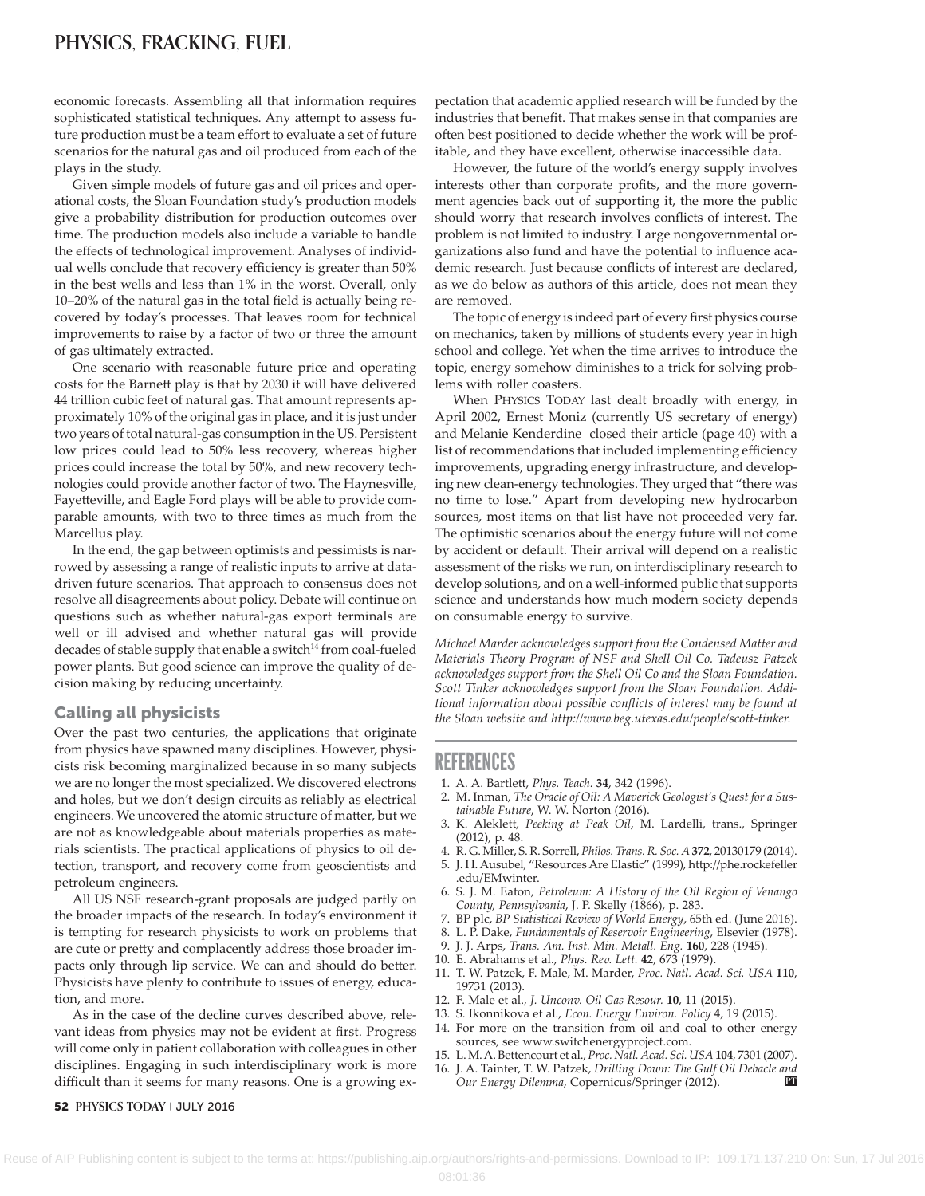economic forecasts. Assembling all that information requires sophisticated statistical techniques. Any attempt to assess future production must be a team effort to evaluate a set of future scenarios for the natural gas and oil produced from each of the plays in the study.

Given simple models of future gas and oil prices and operational costs, the Sloan Foundation study's production models give a probability distribution for production outcomes over time. The production models also include a variable to handle the effects of technological improvement. Analyses of individual wells conclude that recovery efficiency is greater than 50% in the best wells and less than 1% in the worst. Overall, only 10–20% of the natural gas in the total field is actually being recovered by today's processes. That leaves room for technical improvements to raise by a factor of two or three the amount of gas ultimately extracted.

One scenario with reasonable future price and operating costs for the Barnett play is that by 2030 it will have delivered 44 trillion cubic feet of natural gas. That amount represents approximately 10% of the original gas in place, and it is just under two years of total natural-gas consumption in the US. Persistent low prices could lead to 50% less recovery, whereas higher prices could increase the total by 50%, and new recovery technologies could provide another factor of two. The Haynesville, Fayetteville, and Eagle Ford plays will be able to provide comparable amounts, with two to three times as much from the Marcellus play.

In the end, the gap between optimists and pessimists is narrowed by assessing a range of realistic inputs to arrive at data-driven future scenarios. That approach to consensus does not resolve all disagreements about policy. Debate will continue on questions such as whether natural-gas export terminals are well or ill advised and whether natural gas will provide decades of stable supply that enable a switch[14] from coal-fueled power plants. But good science can improve the quality of decision making by reducing uncertainty.

## Calling all physicists

Over the past two centuries, the applications that originate from physics have spawned many disciplines. However, physicists risk becoming marginalized because in so many subjects we are no longer the most specialized. We discovered electrons and holes, but we don't design circuits as reliably as electrical engineers. We uncovered the atomic structure of matter, but we are not as knowledgeable about materials properties as materials scientists. The practical applications of physics to oil detection, transport, and recovery come from geoscientists and petroleum engineers.

All US NSF research-grant proposals are judged partly on the broader impacts of the research. In today's environment it is tempting for research physicists to work on problems that are cute or pretty and complacently address those broader impacts only through lip service. We can and should do better. Physicists have plenty to contribute to issues of energy, education, and more.

As in the case of the decline curves described above, relevant ideas from physics may not be evident at first. Progress will come only in patient collaboration with colleagues in other disciplines. Engaging in such interdisciplinary work is more difficult than it seems for many reasons. One is a growing expectation that academic applied research will be funded by the industries that benefit. That makes sense in that companies are often best positioned to decide whether the work will be profitable, and they have excellent, otherwise inaccessible data.

However, the future of the world's energy supply involves interests other than corporate profits, and the more government agencies back out of supporting it, the more the public should worry that research involves conflicts of interest. The problem is not limited to industry. Large nongovernmental organizations also fund and have the potential to influence academic research. Just because conflicts of interest are declared, as we do below as authors of this article, does not mean they are removed.

The topic of energy is indeed part of every first physics course on mechanics, taken by millions of students every year in high school and college. Yet when the time arrives to introduce the topic, energy somehow diminishes to a trick for solving problems with roller coasters.

When PHYSICS TODAY last dealt broadly with energy, in April 2002, Ernest Moniz (currently US secretary of energy) and Melanie Kenderdine closed their article (page 40) with a list of recommendations that included implementing efficiency improvements, upgrading energy infrastructure, and developing new clean-energy technologies. They urged that "there was no time to lose." Apart from developing new hydrocarbon sources, most items on that list have not proceeded very far. The optimistic scenarios about the energy future will not come by accident or default. Their arrival will depend on a realistic assessment of the risks we run, on interdisciplinary research to develop solutions, and on a well-informed public that supports science and understands how much modern society depends on consumable energy to survive.

*Michael Marder acknowledges support from the Condensed Matter and Materials Theory Program of NSF and Shell Oil Co. Tadeusz Patzek acknowledges support from the Shell Oil Co and the Sloan Foundation. Scott Tinker acknowledges support from the Sloan Foundation. Additional information about possible conflicts of interest may be found at the Sloan website and http://www.beg.utexas.edu/people/scott-tinker.*

## REFERENCES

1. A. A. Bartlett, *Phys. Teach.* **34**, 342 (1996).
2. M. Inman, *The Oracle of Oil: A Maverick Geologist's Quest for a Sustainable Future*, W. W. Norton (2016).
3. K. Aleklett, *Peeking at Peak Oil*, M. Lardelli, trans., Springer (2012), p. 48.
4. R. G. Miller, S. R. Sorrell, *Philos. Trans. R. Soc. A* **372**, 20130179 (2014).
5. J. H. Ausubel, "Resources Are Elastic" (1999), http://phe.rockefeller.edu/EMwinter.
6. S. J. M. Eaton, *Petroleum: A History of the Oil Region of Venango County, Pennsylvania*, J. P. Skelly (1866), p. 283.
7. BP plc, *BP Statistical Review of World Energy*, 65th ed. (June 2016).
8. L. P. Dake, *Fundamentals of Reservoir Engineering*, Elsevier (1978).
9. J. J. Arps, *Trans. Am. Inst. Min. Metall. Eng.* **160**, 228 (1945).
10. E. Abrahams et al., *Phys. Rev. Lett.* **42**, 673 (1979).
11. T. W. Patzek, F. Male, M. Marder, *Proc. Natl. Acad. Sci. USA* **110**, 19731 (2013).
12. F. Male et al., *J. Unconv. Oil Gas Resour.* **10**, 11 (2015).
13. S. Ikonnikova et al., *Econ. Energy Environ. Policy* **4**, 19 (2015).
14. For more on the transition from oil and coal to other energy sources, see www.switchenergyproject.com.
15. L. M. A. Bettencourt et al., *Proc. Natl. Acad. Sci. USA* **104**, 7301 (2007).
16. J. A. Tainter, T. W. Patzek, *Drilling Down: The Gulf Oil Debacle and Our Energy Dilemma*, Copernicus/Springer (2012).